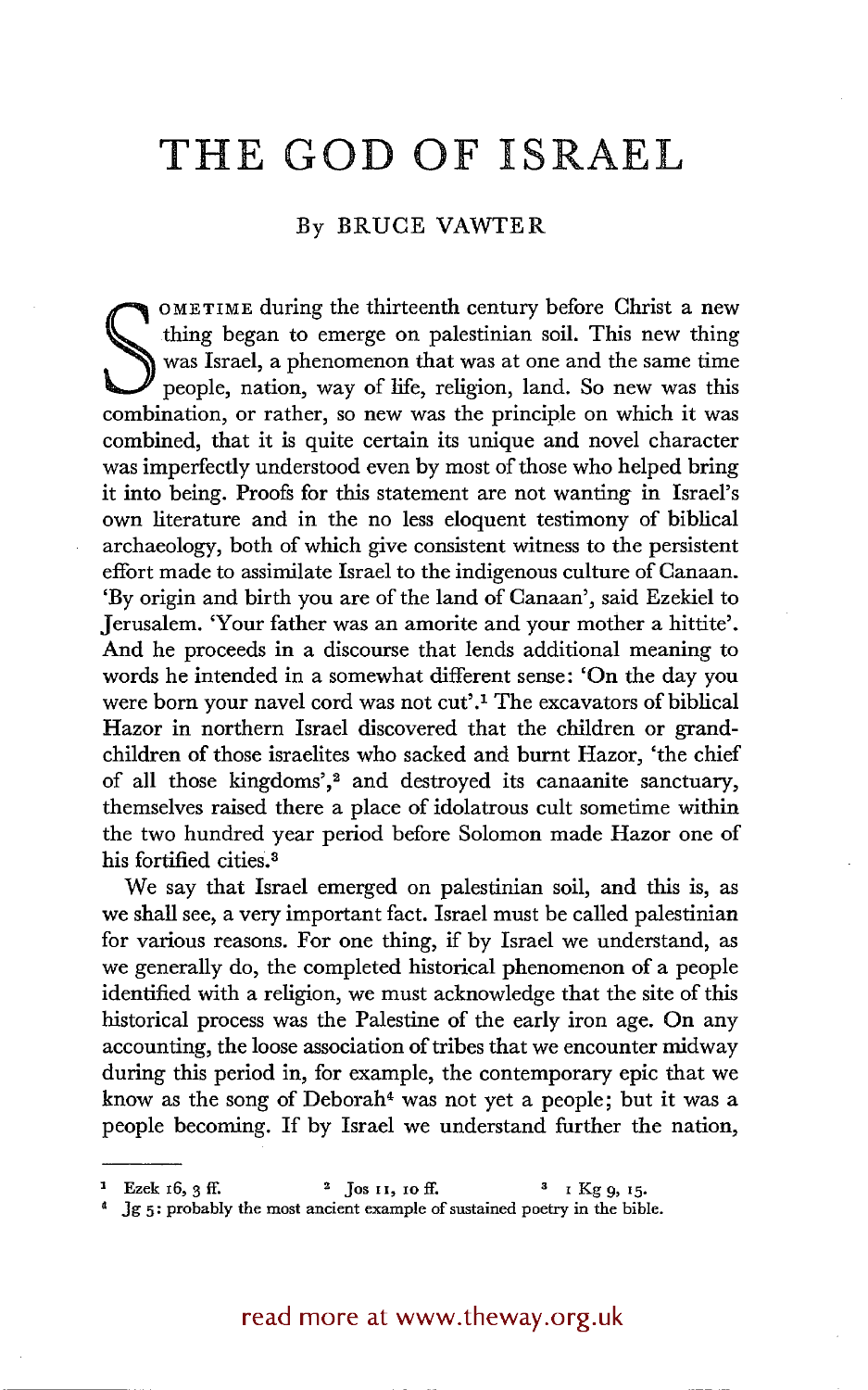# THE GOD OF ISRAEL

By BRUCE VAWTER

SOMETIME during the thirteenth century before Christ a new thing began to emerge on palestinian soil. This new thing was Israel, a phenomenon that was at one and the same time people, nation, way of life, religion, land. So new was this combination, or rather, so new was the principle on which it was combined, that it is quite certain its unique and novel character was imperfectly understood even by most of those who helped bring it into being. Proofs for this statement are not wanting in Israel's own literature and in the no less eloquent testimony of biblical archaeology, both of which give consistent witness to the persistent effort made to assimilate Israel to the indigenous culture of Canaan. 'By origin and birth you are of the land of Canaan', said Ezekiel to Jerusalem. 'Your father was an amorite and your mother a hittite'. And he proceeds in a discourse that lends additional meaning to words he intended in a somewhat different sense: 'On the day you were born your navel cord was not cut'.[1] The excavators of biblical Hazor in northern Israel discovered that the children or grandchildren of those israelites who sacked and burnt Hazor, 'the chief of all those kingdoms',[2] and destroyed its canaanite sanctuary, themselves raised there a place of idolatrous cult sometime within the two hundred year period before Solomon made Hazor one of his fortified cities.[3]

We say that Israel emerged on palestinian soil, and this is, as we shall see, a very important fact. Israel must be called palestinian for various reasons. For one thing, if by Israel we understand, as we generally do, the completed historical phenomenon of a people identified with a religion, we must acknowledge that the site of this historical process was the Palestine of the early iron age. On any accounting, the loose association of tribes that we encounter midway during this period in, for example, the contemporary epic that we know as the song of Deborah[4] was not yet a people; but it was a people becoming. If by Israel we understand further the nation,

---

[1] Ezek 16, 3 ff. [2] Jos 11, 10 ff. [3] 1 Kg 9, 15.

[4] Jg 5: probably the most ancient example of sustained poetry in the bible.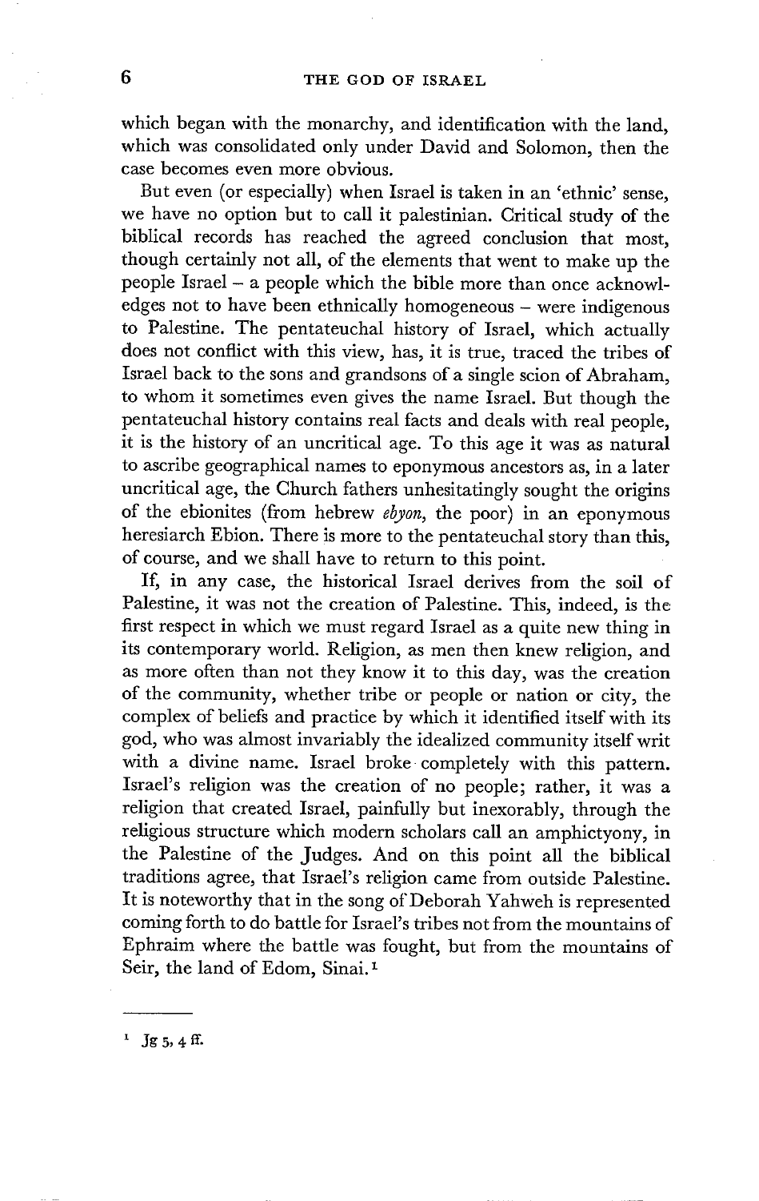which began with the monarchy, and identification with the land, which was consolidated only under David and Solomon, then the case becomes even more obvious.

But even (or especially) when Israel is taken in an 'ethnic' sense, we have no option but to call it palestinian. Critical study of the biblical records has reached the agreed conclusion that most, though certainly not all, of the elements that went to make up the people Israel – a people which the bible more than once acknowledges not to have been ethnically homogeneous – were indigenous to Palestine. The pentateuchal history of Israel, which actually does not conflict with this view, has, it is true, traced the tribes of Israel back to the sons and grandsons of a single scion of Abraham, to whom it sometimes even gives the name Israel. But though the pentateuchal history contains real facts and deals with real people, it is the history of an uncritical age. To this age it was as natural to ascribe geographical names to eponymous ancestors as, in a later uncritical age, the Church fathers unhesitatingly sought the origins of the ebionites (from hebrew *ebyon*, the poor) in an eponymous heresiarch Ebion. There is more to the pentateuchal story than this, of course, and we shall have to return to this point.

If, in any case, the historical Israel derives from the soil of Palestine, it was not the creation of Palestine. This, indeed, is the first respect in which we must regard Israel as a quite new thing in its contemporary world. Religion, as men then knew religion, and as more often than not they know it to this day, was the creation of the community, whether tribe or people or nation or city, the complex of beliefs and practice by which it identified itself with its god, who was almost invariably the idealized community itself writ with a divine name. Israel broke completely with this pattern. Israel's religion was the creation of no people; rather, it was a religion that created Israel, painfully but inexorably, through the religious structure which modern scholars call an amphictyony, in the Palestine of the Judges. And on this point all the biblical traditions agree, that Israel's religion came from outside Palestine. It is noteworthy that in the song of Deborah Yahweh is represented coming forth to do battle for Israel's tribes not from the mountains of Ephraim where the battle was fought, but from the mountains of Seir, the land of Edom, Sinai.[1]

---

[1] Jg 5, 4 ff.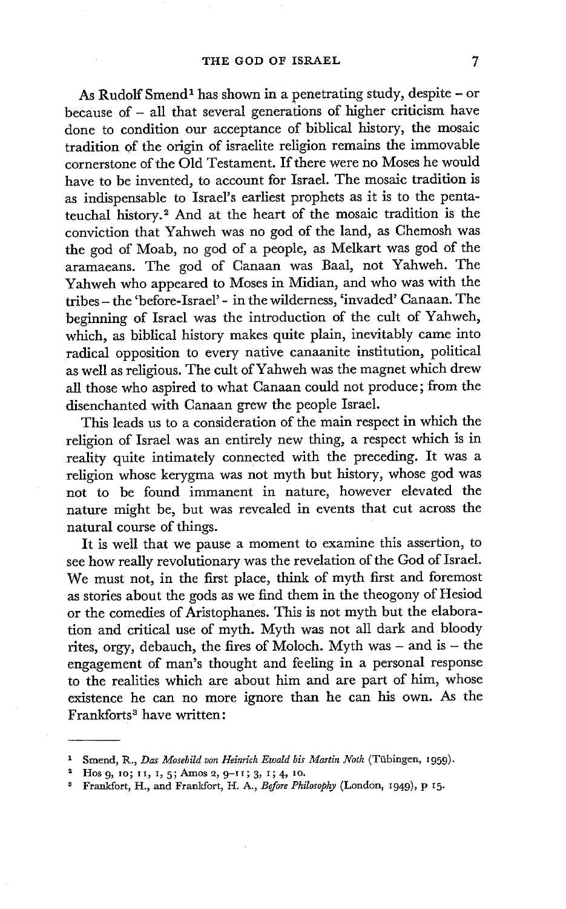As Rudolf Smend[1] has shown in a penetrating study, despite – or because of – all that several generations of higher criticism have done to condition our acceptance of biblical history, the mosaic tradition of the origin of israelite religion remains the immovable cornerstone of the Old Testament. If there were no Moses he would have to be invented, to account for Israel. The mosaic tradition is as indispensable to Israel's earliest prophets as it is to the pentateuchal history.[2] And at the heart of the mosaic tradition is the conviction that Yahweh was no god of the land, as Chemosh was the god of Moab, no god of a people, as Melkart was god of the aramaeans. The god of Canaan was Baal, not Yahweh. The Yahweh who appeared to Moses in Midian, and who was with the tribes – the 'before-Israel' - in the wilderness, 'invaded' Canaan. The beginning of Israel was the introduction of the cult of Yahweh, which, as biblical history makes quite plain, inevitably came into radical opposition to every native canaanite institution, political as well as religious. The cult of Yahweh was the magnet which drew all those who aspired to what Canaan could not produce; from the disenchanted with Canaan grew the people Israel.

This leads us to a consideration of the main respect in which the religion of Israel was an entirely new thing, a respect which is in reality quite intimately connected with the preceding. It was a religion whose kerygma was not myth but history, whose god was not to be found immanent in nature, however elevated the nature might be, but was revealed in events that cut across the natural course of things.

It is well that we pause a moment to examine this assertion, to see how really revolutionary was the revelation of the God of Israel. We must not, in the first place, think of myth first and foremost as stories about the gods as we find them in the theogony of Hesiod or the comedies of Aristophanes. This is not myth but the elaboration and critical use of myth. Myth was not all dark and bloody rites, orgy, debauch, the fires of Moloch. Myth was – and is – the engagement of man's thought and feeling in a personal response to the realities which are about him and are part of him, whose existence he can no more ignore than he can his own. As the Frankforts[3] have written:

---

[1] Smend, R., *Das Mosebild von Heinrich Ewald bis Martin Noth* (Tübingen, 1959).

[2] Hos 9, 10; 11, 1, 5; Amos 2, 9–11; 3, 1; 4, 10.

[3] Frankfort, H., and Frankfort, H. A., *Before Philosophy* (London, 1949), p 15.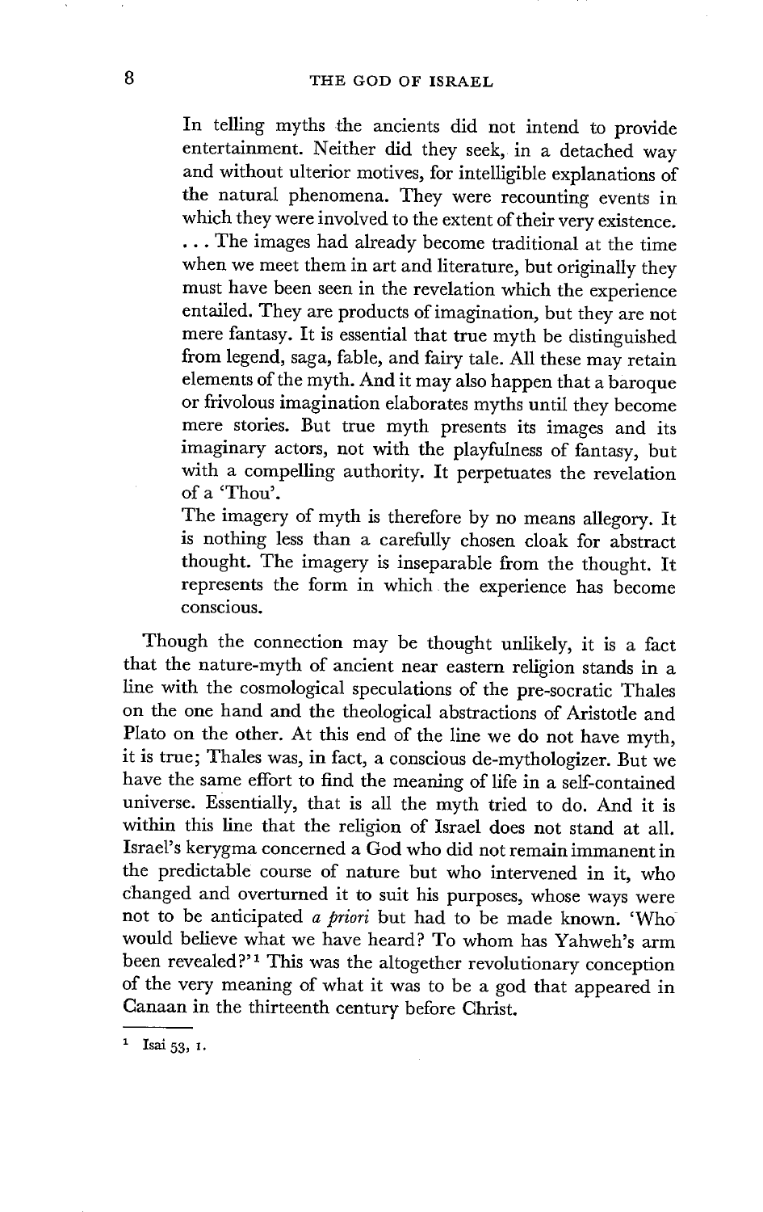> In telling myths the ancients did not intend to provide entertainment. Neither did they seek, in a detached way and without ulterior motives, for intelligible explanations of the natural phenomena. They were recounting events in which they were involved to the extent of their very existence. . . . The images had already become traditional at the time when we meet them in art and literature, but originally they must have been seen in the revelation which the experience entailed. They are products of imagination, but they are not mere fantasy. It is essential that true myth be distinguished from legend, saga, fable, and fairy tale. All these may retain elements of the myth. And it may also happen that a baroque or frivolous imagination elaborates myths until they become mere stories. But true myth presents its images and its imaginary actors, not with the playfulness of fantasy, but with a compelling authority. It perpetuates the revelation of a 'Thou'.
>
> The imagery of myth is therefore by no means allegory. It is nothing less than a carefully chosen cloak for abstract thought. The imagery is inseparable from the thought. It represents the form in which the experience has become conscious.

Though the connection may be thought unlikely, it is a fact that the nature-myth of ancient near eastern religion stands in a line with the cosmological speculations of the pre-socratic Thales on the one hand and the theological abstractions of Aristotle and Plato on the other. At this end of the line we do not have myth, it is true; Thales was, in fact, a conscious de-mythologizer. But we have the same effort to find the meaning of life in a self-contained universe. Essentially, that is all the myth tried to do. And it is within this line that the religion of Israel does not stand at all. Israel's kerygma concerned a God who did not remain immanent in the predictable course of nature but who intervened in it, who changed and overturned it to suit his purposes, whose ways were not to be anticipated *a priori* but had to be made known. 'Who would believe what we have heard? To whom has Yahweh's arm been revealed?'[1] This was the altogether revolutionary conception of the very meaning of what it was to be a god that appeared in Canaan in the thirteenth century before Christ.

---

[1] Isai 53, 1.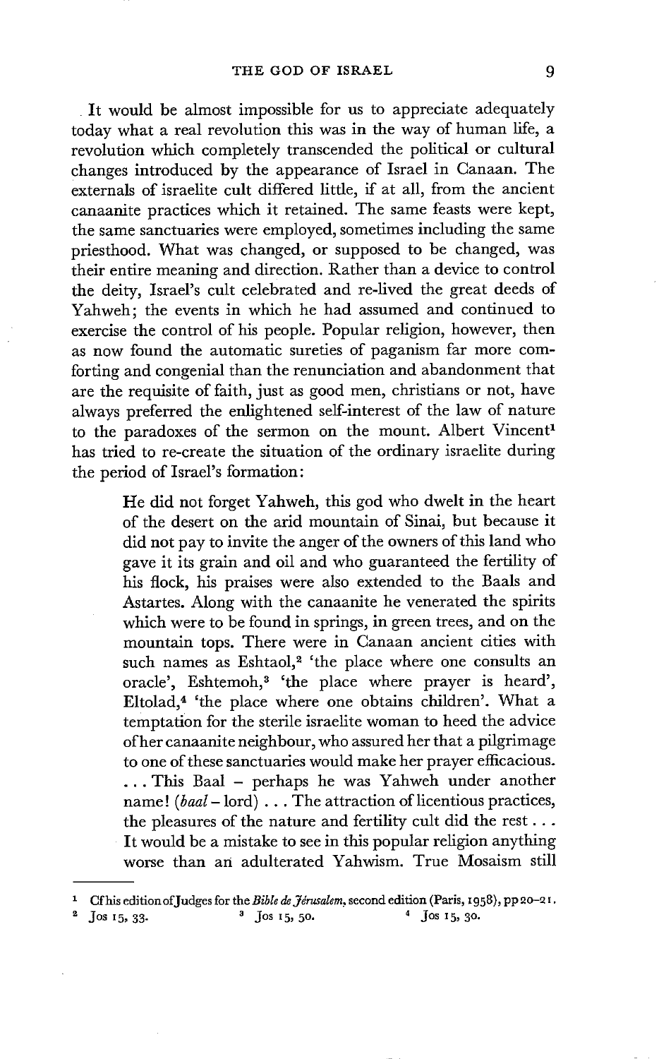It would be almost impossible for us to appreciate adequately today what a real revolution this was in the way of human life, a revolution which completely transcended the political or cultural changes introduced by the appearance of Israel in Canaan. The externals of israelite cult differed little, if at all, from the ancient canaanite practices which it retained. The same feasts were kept, the same sanctuaries were employed, sometimes including the same priesthood. What was changed, or supposed to be changed, was their entire meaning and direction. Rather than a device to control the deity, Israel's cult celebrated and re-lived the great deeds of Yahweh; the events in which he had assumed and continued to exercise the control of his people. Popular religion, however, then as now found the automatic sureties of paganism far more comforting and congenial than the renunciation and abandonment that are the requisite of faith, just as good men, christians or not, have always preferred the enlightened self-interest of the law of nature to the paradoxes of the sermon on the mount. Albert Vincent[1] has tried to re-create the situation of the ordinary israelite during the period of Israel's formation:

> He did not forget Yahweh, this god who dwelt in the heart of the desert on the arid mountain of Sinai, but because it did not pay to invite the anger of the owners of this land who gave it its grain and oil and who guaranteed the fertility of his flock, his praises were also extended to the Baals and Astartes. Along with the canaanite he venerated the spirits which were to be found in springs, in green trees, and on the mountain tops. There were in Canaan ancient cities with such names as Eshtaol,[2] 'the place where one consults an oracle', Eshtemoh,[3] 'the place where prayer is heard', Eltolad,[4] 'the place where one obtains children'. What a temptation for the sterile israelite woman to heed the advice of her canaanite neighbour, who assured her that a pilgrimage to one of these sanctuaries would make her prayer efficacious. . . . This Baal – perhaps he was Yahweh under another name! (*baal* – lord) . . . The attraction of licentious practices, the pleasures of the nature and fertility cult did the rest . . . It would be a mistake to see in this popular religion anything worse than an adulterated Yahwism. True Mosaism still

---

[1] Cf his edition of Judges for the *Bible de Jérusalem*, second edition (Paris, 1958), pp 20–21.

[2] Jos 15, 33.

[3] Jos 15, 50.

[4] Jos 15, 30.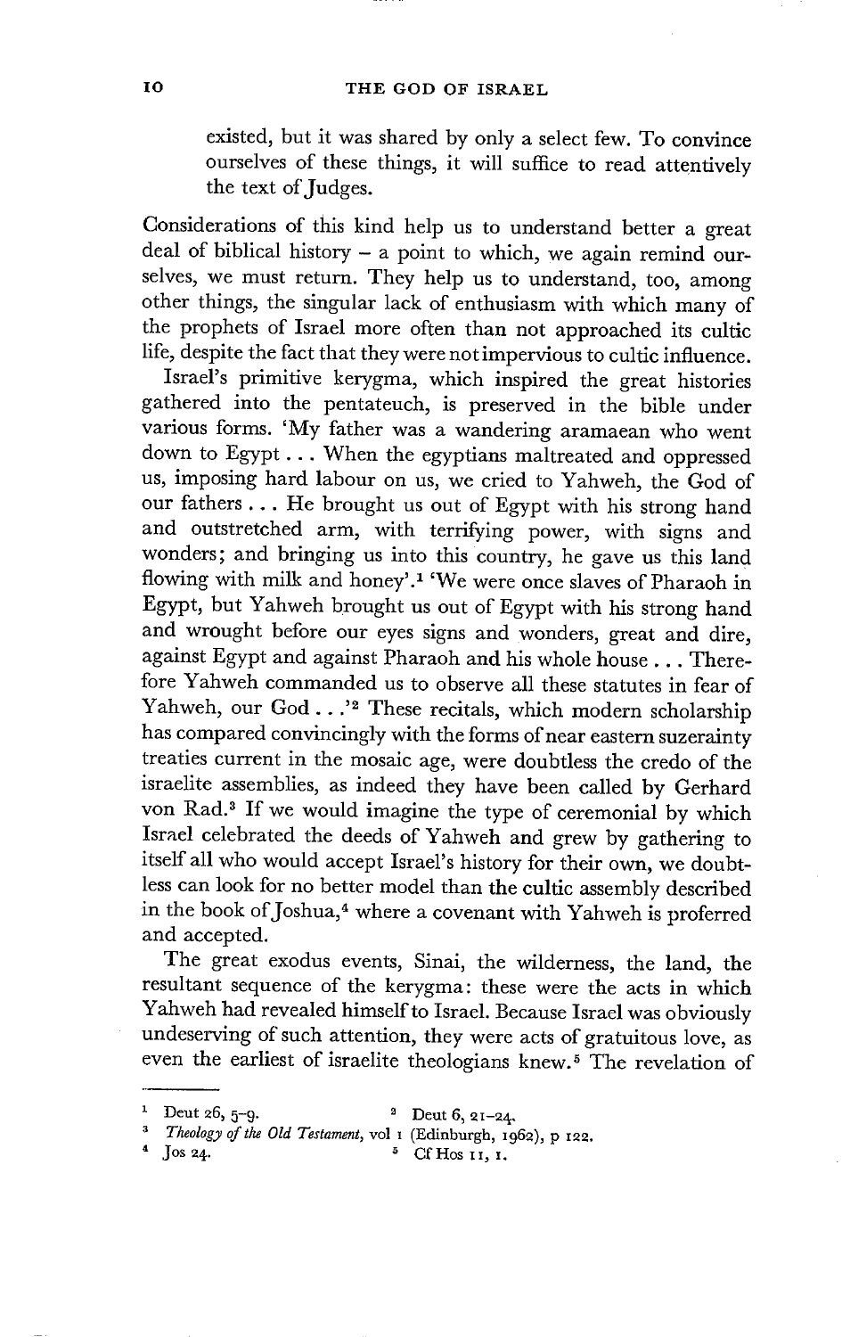> existed, but it was shared by only a select few. To convince ourselves of these things, it will suffice to read attentively the text of Judges.

Considerations of this kind help us to understand better a great deal of biblical history – a point to which, we again remind ourselves, we must return. They help us to understand, too, among other things, the singular lack of enthusiasm with which many of the prophets of Israel more often than not approached its cultic life, despite the fact that they were not impervious to cultic influence.

Israel's primitive kerygma, which inspired the great histories gathered into the pentateuch, is preserved in the bible under various forms. 'My father was a wandering aramaean who went down to Egypt . . . When the egyptians maltreated and oppressed us, imposing hard labour on us, we cried to Yahweh, the God of our fathers . . . He brought us out of Egypt with his strong hand and outstretched arm, with terrifying power, with signs and wonders; and bringing us into this country, he gave us this land flowing with milk and honey'.[1] 'We were once slaves of Pharaoh in Egypt, but Yahweh brought us out of Egypt with his strong hand and wrought before our eyes signs and wonders, great and dire, against Egypt and against Pharaoh and his whole house . . . Therefore Yahweh commanded us to observe all these statutes in fear of Yahweh, our God . . .'[2] These recitals, which modern scholarship has compared convincingly with the forms of near eastern suzerainty treaties current in the mosaic age, were doubtless the credo of the israelite assemblies, as indeed they have been called by Gerhard von Rad.[3] If we would imagine the type of ceremonial by which Israel celebrated the deeds of Yahweh and grew by gathering to itself all who would accept Israel's history for their own, we doubtless can look for no better model than the cultic assembly described in the book of Joshua,[4] where a covenant with Yahweh is proferred and accepted.

The great exodus events, Sinai, the wilderness, the land, the resultant sequence of the kerygma: these were the acts in which Yahweh had revealed himself to Israel. Because Israel was obviously undeserving of such attention, they were acts of gratuitous love, as even the earliest of israelite theologians knew.[5] The revelation of

---

[1] Deut 26, 5–9.

[2] Deut 6, 21–24.

[3] *Theology of the Old Testament*, vol 1 (Edinburgh, 1962), p 122.

[4] Jos 24.

[5] Cf Hos 11, 1.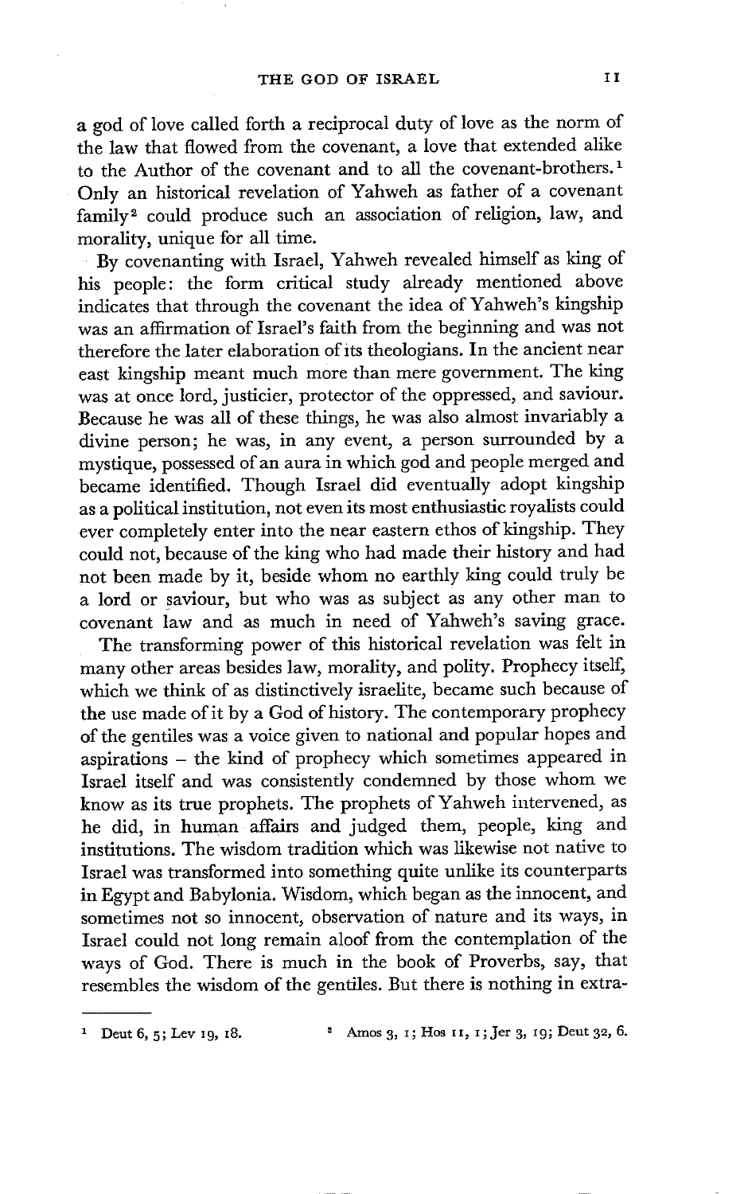a god of love called forth a reciprocal duty of love as the norm of the law that flowed from the covenant, a love that extended alike to the Author of the covenant and to all the covenant-brothers.[1] Only an historical revelation of Yahweh as father of a covenant family[2] could produce such an association of religion, law, and morality, unique for all time.

By covenanting with Israel, Yahweh revealed himself as king of his people: the form critical study already mentioned above indicates that through the covenant the idea of Yahweh's kingship was an affirmation of Israel's faith from the beginning and was not therefore the later elaboration of its theologians. In the ancient near east kingship meant much more than mere government. The king was at once lord, justicier, protector of the oppressed, and saviour. Because he was all of these things, he was also almost invariably a divine person; he was, in any event, a person surrounded by a mystique, possessed of an aura in which god and people merged and became identified. Though Israel did eventually adopt kingship as a political institution, not even its most enthusiastic royalists could ever completely enter into the near eastern ethos of kingship. They could not, because of the king who had made their history and had not been made by it, beside whom no earthly king could truly be a lord or saviour, but who was as subject as any other man to covenant law and as much in need of Yahweh's saving grace.

The transforming power of this historical revelation was felt in many other areas besides law, morality, and polity. Prophecy itself, which we think of as distinctively israelite, became such because of the use made of it by a God of history. The contemporary prophecy of the gentiles was a voice given to national and popular hopes and aspirations – the kind of prophecy which sometimes appeared in Israel itself and was consistently condemned by those whom we know as its true prophets. The prophets of Yahweh intervened, as he did, in human affairs and judged them, people, king and institutions. The wisdom tradition which was likewise not native to Israel was transformed into something quite unlike its counterparts in Egypt and Babylonia. Wisdom, which began as the innocent, and sometimes not so innocent, observation of nature and its ways, in Israel could not long remain aloof from the contemplation of the ways of God. There is much in the book of Proverbs, say, that resembles the wisdom of the gentiles. But there is nothing in extra-

---

[1] Deut 6, 5; Lev 19, 18.

[2] Amos 3, 1; Hos 11, 1; Jer 3, 19; Deut 32, 6.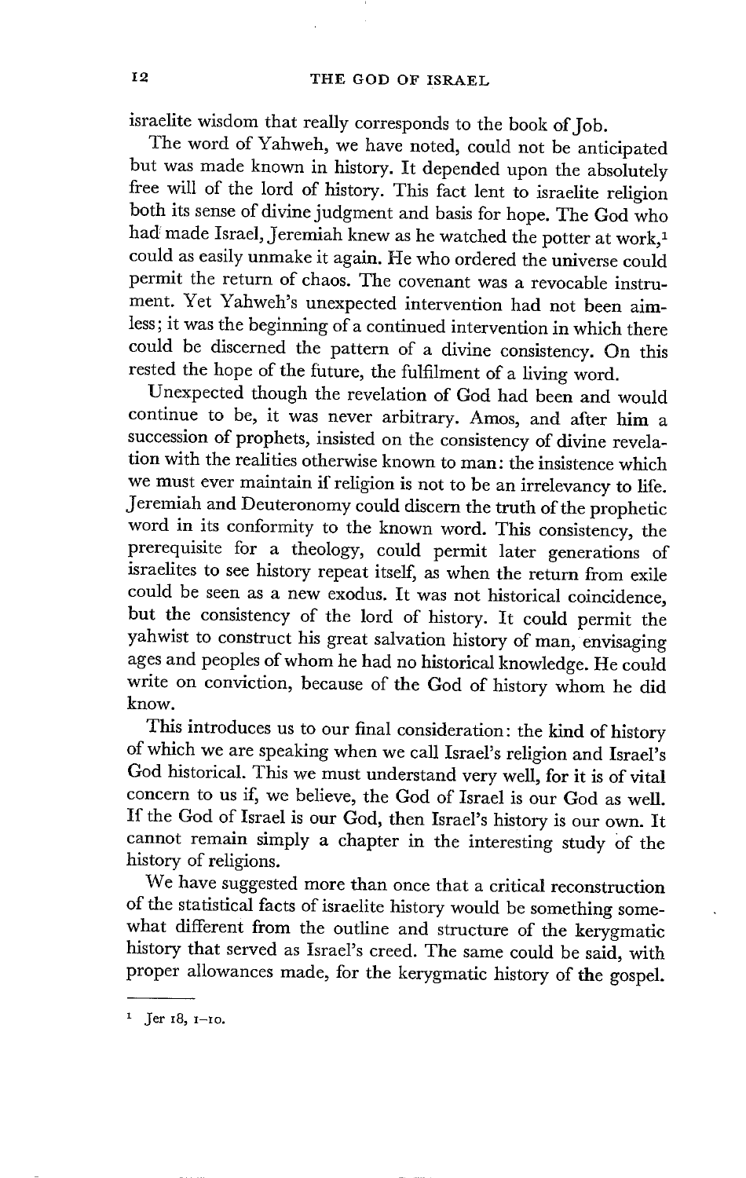israelite wisdom that really corresponds to the book of Job.

The word of Yahweh, we have noted, could not be anticipated but was made known in history. It depended upon the absolutely free will of the lord of history. This fact lent to israelite religion both its sense of divine judgment and basis for hope. The God who had made Israel, Jeremiah knew as he watched the potter at work,[1] could as easily unmake it again. He who ordered the universe could permit the return of chaos. The covenant was a revocable instrument. Yet Yahweh's unexpected intervention had not been aimless; it was the beginning of a continued intervention in which there could be discerned the pattern of a divine consistency. On this rested the hope of the future, the fulfilment of a living word.

Unexpected though the revelation of God had been and would continue to be, it was never arbitrary. Amos, and after him a succession of prophets, insisted on the consistency of divine revelation with the realities otherwise known to man: the insistence which we must ever maintain if religion is not to be an irrelevancy to life. Jeremiah and Deuteronomy could discern the truth of the prophetic word in its conformity to the known word. This consistency, the prerequisite for a theology, could permit later generations of israelites to see history repeat itself, as when the return from exile could be seen as a new exodus. It was not historical coincidence, but the consistency of the lord of history. It could permit the yahwist to construct his great salvation history of man, envisaging ages and peoples of whom he had no historical knowledge. He could write on conviction, because of the God of history whom he did know.

This introduces us to our final consideration: the kind of history of which we are speaking when we call Israel's religion and Israel's God historical. This we must understand very well, for it is of vital concern to us if, we believe, the God of Israel is our God as well. If the God of Israel is our God, then Israel's history is our own. It cannot remain simply a chapter in the interesting study of the history of religions.

We have suggested more than once that a critical reconstruction of the statistical facts of israelite history would be something somewhat different from the outline and structure of the kerygmatic history that served as Israel's creed. The same could be said, with proper allowances made, for the kerygmatic history of the gospel.

---

[1] Jer 18, 1–10.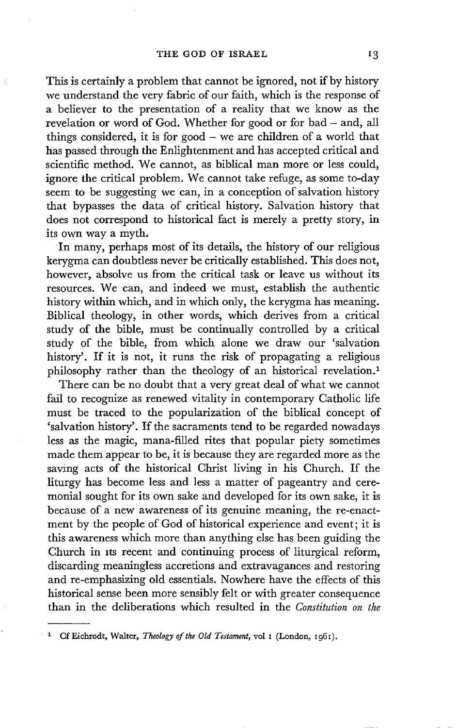This is certainly a problem that cannot be ignored, not if by history we understand the very fabric of our faith, which is the response of a believer to the presentation of a reality that we know as the revelation or word of God. Whether for good or for bad – and, all things considered, it is for good – we are children of a world that has passed through the Enlightenment and has accepted critical and scientific method. We cannot, as biblical man more or less could, ignore the critical problem. We cannot take refuge, as some to-day seem to be suggesting we can, in a conception of salvation history that bypasses the data of critical history. Salvation history that does not correspond to historical fact is merely a pretty story, in its own way a myth.

In many, perhaps most of its details, the history of our religious kerygma can doubtless never be critically established. This does not, however, absolve us from the critical task or leave us without its resources. We can, and indeed we must, establish the authentic history within which, and in which only, the kerygma has meaning. Biblical theology, in other words, which derives from a critical study of the bible, must be continually controlled by a critical study of the bible, from which alone we draw our 'salvation history'. If it is not, it runs the risk of propagating a religious philosophy rather than the theology of an historical revelation.[1]

There can be no doubt that a very great deal of what we cannot fail to recognize as renewed vitality in contemporary Catholic life must be traced to the popularization of the biblical concept of 'salvation history'. If the sacraments tend to be regarded nowadays less as the magic, mana-filled rites that popular piety sometimes made them appear to be, it is because they are regarded more as the saving acts of the historical Christ living in his Church. If the liturgy has become less and less a matter of pageantry and ceremonial sought for its own sake and developed for its own sake, it is because of a new awareness of its genuine meaning, the re-enactment by the people of God of historical experience and event; it is this awareness which more than anything else has been guiding the Church in its recent and continuing process of liturgical reform, discarding meaningless accretions and extravagances and restoring and re-emphasizing old essentials. Nowhere have the effects of this historical sense been more sensibly felt or with greater consequence than in the deliberations which resulted in the *Constitution on the*

---

[1] Cf Eichrodt, Walter, *Theology of the Old Testament*, vol 1 (London, 1961).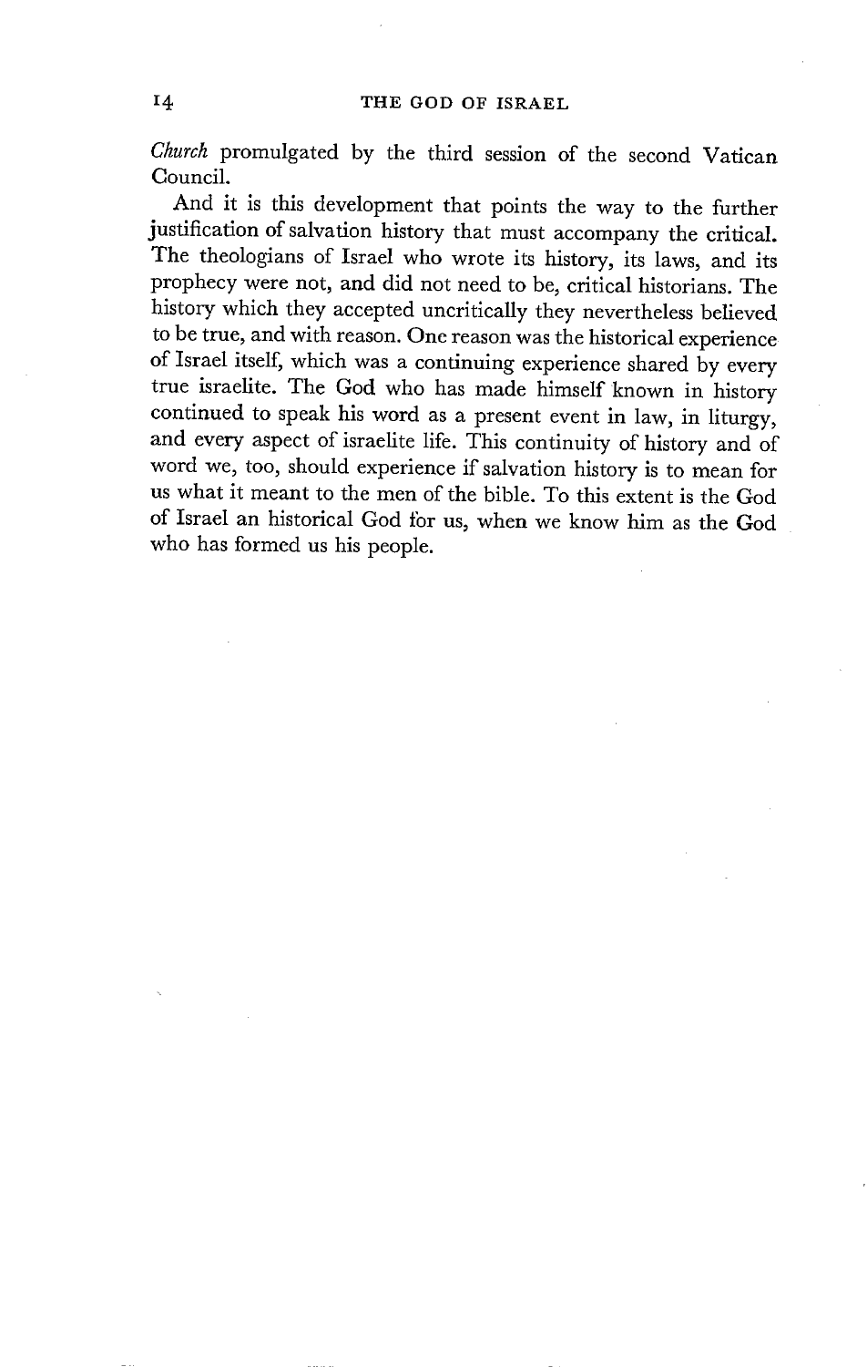*Church* promulgated by the third session of the second Vatican Council.

And it is this development that points the way to the further justification of salvation history that must accompany the critical. The theologians of Israel who wrote its history, its laws, and its prophecy were not, and did not need to be, critical historians. The history which they accepted uncritically they nevertheless believed to be true, and with reason. One reason was the historical experience of Israel itself, which was a continuing experience shared by every true israelite. The God who has made himself known in history continued to speak his word as a present event in law, in liturgy, and every aspect of israelite life. This continuity of history and of word we, too, should experience if salvation history is to mean for us what it meant to the men of the bible. To this extent is the God of Israel an historical God for us, when we know him as the God who has formed us his people.